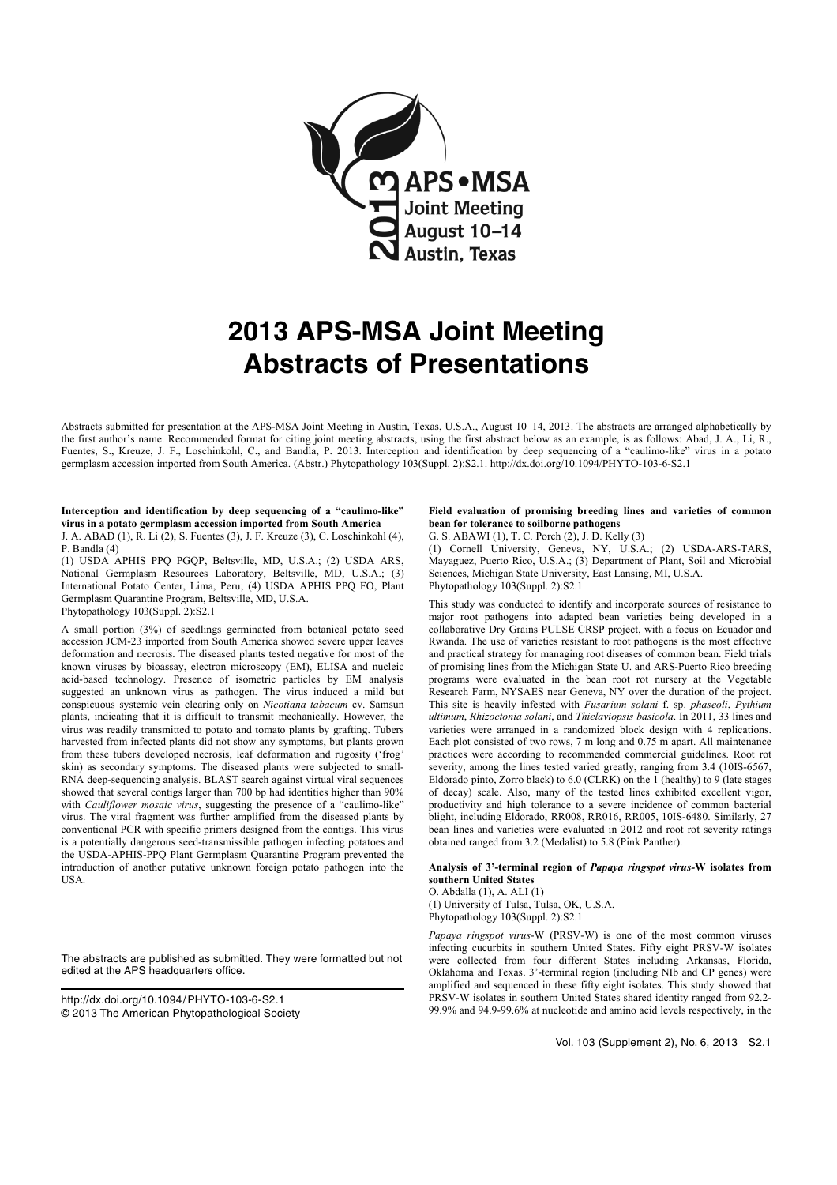# 2013 APS-MSA Joint Meeting Abstracts of Presentations

Abstracts submitted for presentation at the APS-MSA Joint Meeting in Austin, Texas, U.S.A., August 10–14, 2013. The abstracts are arranged alphabetically by the first author's name. Recommended format for citing joint meeting abstracts, using the first abstract below as an example, is as follows: Abad, J. A., Li, R., Fuentes, S., Kreuze, J. F., Loschinkohl, C., and Bandla, P. 2013. Interception and identification by deep sequencing of a "caulimo-like" virus in a potato germplasm accession imported from South America. (Abstr.) Phytopathology 103(Suppl. 2):S2.1. http://dx.doi.org/10.1094/PHYTO-103-6-S2.1

**Interception and identification by deep sequencing of a "caulimo-like" virus in a potato germplasm accession imported from South America**

J. A. ABAD (1), R. Li (2), S. Fuentes (3), J. F. Kreuze (3), C. Loschinkohl (4), P. Bandla (4)

(1) USDA APHIS PPQ PGQP, Beltsville, MD, U.S.A.; (2) USDA ARS, National Germplasm Resources Laboratory, Beltsville, MD, U.S.A.; (3) International Potato Center, Lima, Peru; (4) USDA APHIS PPQ FO, Plant Germplasm Quarantine Program, Beltsville, MD, U.S.A.

Phytopathology 103(Suppl. 2):S2.1

A small portion (3%) of seedlings germinated from botanical potato seed accession JCM-23 imported from South America showed severe upper leaves deformation and necrosis. The diseased plants tested negative for most of the known viruses by bioassay, electron microscopy (EM), ELISA and nucleic acid-based technology. Presence of isometric particles by EM analysis suggested an unknown virus as pathogen. The virus induced a mild but conspicuous systemic vein clearing only on *Nicotiana tabacum* cv. Samsun plants, indicating that it is difficult to transmit mechanically. However, the virus was readily transmitted to potato and tomato plants by grafting. Tubers harvested from infected plants did not show any symptoms, but plants grown from these tubers developed necrosis, leaf deformation and rugosity ('frog' skin) as secondary symptoms. The diseased plants were subjected to small-RNA deep-sequencing analysis. BLAST search against virtual viral sequences showed that several contigs larger than 700 bp had identities higher than 90% with *Cauliflower mosaic virus*, suggesting the presence of a "caulimo-like" virus. The viral fragment was further amplified from the diseased plants by conventional PCR with specific primers designed from the contigs. This virus is a potentially dangerous seed-transmissible pathogen infecting potatoes and the USDA-APHIS-PPQ Plant Germplasm Quarantine Program prevented the introduction of another putative unknown foreign potato pathogen into the USA.

The abstracts are published as submitted. They were formatted but not edited at the APS headquarters office.

http://dx.doi.org/10.1094/PHYTO-103-6-S2.1
© 2013 The American Phytopathological Society

**Field evaluation of promising breeding lines and varieties of common bean for tolerance to soilborne pathogens**

G. S. ABAWI (1), T. C. Porch (2), J. D. Kelly (3)

(1) Cornell University, Geneva, NY, U.S.A.; (2) USDA-ARS-TARS, Mayaguez, Puerto Rico, U.S.A.; (3) Department of Plant, Soil and Microbial Sciences, Michigan State University, East Lansing, MI, U.S.A.

Phytopathology 103(Suppl. 2):S2.1

This study was conducted to identify and incorporate sources of resistance to major root pathogens into adapted bean varieties being developed in a collaborative Dry Grains PULSE CRSP project, with a focus on Ecuador and Rwanda. The use of varieties resistant to root pathogens is the most effective and practical strategy for managing root diseases of common bean. Field trials of promising lines from the Michigan State U. and ARS-Puerto Rico breeding programs were evaluated in the bean root rot nursery at the Vegetable Research Farm, NYSAES near Geneva, NY over the duration of the project. This site is heavily infested with *Fusarium solani* f. sp. *phaseoli*, *Pythium ultimum*, *Rhizoctonia solani*, and *Thielaviopsis basicola*. In 2011, 33 lines and varieties were arranged in a randomized block design with 4 replications. Each plot consisted of two rows, 7 m long and 0.75 m apart. All maintenance practices were according to recommended commercial guidelines. Root rot severity, among the lines tested varied greatly, ranging from 3.4 (10IS-6567, Eldorado pinto, Zorro black) to 6.0 (CLRK) on the 1 (healthy) to 9 (late stages of decay) scale. Also, many of the tested lines exhibited excellent vigor, productivity and high tolerance to a severe incidence of common bacterial blight, including Eldorado, RR008, RR016, RR005, 10IS-6480. Similarly, 27 bean lines and varieties were evaluated in 2012 and root rot severity ratings obtained ranged from 3.2 (Medalist) to 5.8 (Pink Panther).

**Analysis of 3'-terminal region of *Papaya ringspot virus*-W isolates from southern United States**

O. Abdalla (1), A. ALI (1)

(1) University of Tulsa, Tulsa, OK, U.S.A.

Phytopathology 103(Suppl. 2):S2.1

*Papaya ringspot virus*-W (PRSV-W) is one of the most common viruses infecting cucurbits in southern United States. Fifty eight PRSV-W isolates were collected from four different States including Arkansas, Florida, Oklahoma and Texas. 3'-terminal region (including NIb and CP genes) were amplified and sequenced in these fifty eight isolates. This study showed that PRSV-W isolates in southern United States shared identity ranged from 92.2-99.9% and 94.9-99.6% at nucleotide and amino acid levels respectively, in the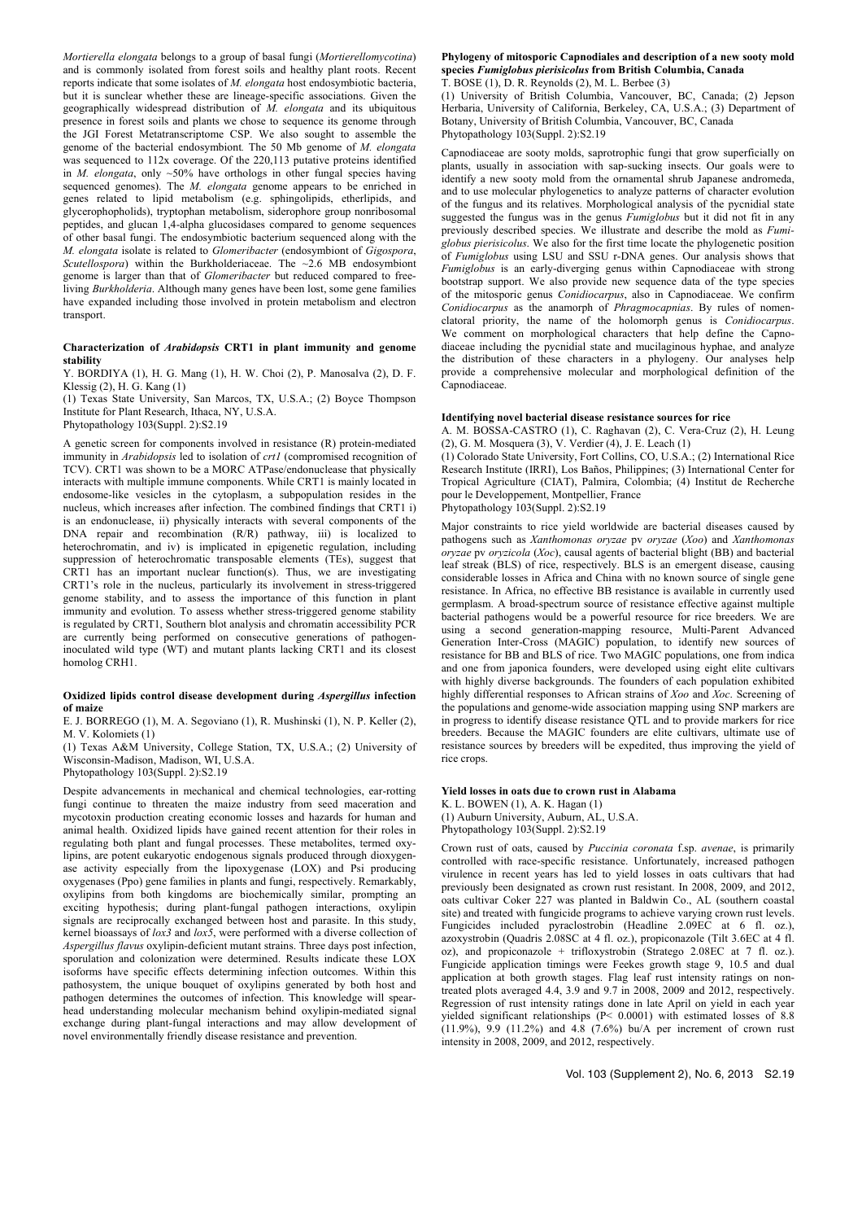*Mortierella elongata* belongs to a group of basal fungi (*Mortierellomycotina*) and is commonly isolated from forest soils and healthy plant roots. Recent reports indicate that some isolates of *M. elongata* host endosymbiotic bacteria, but it is unclear whether these are lineage-specific associations. Given the geographically widespread distribution of *M. elongata* and its ubiquitous presence in forest soils and plants we chose to sequence its genome through the JGI Forest Metatranscriptome CSP. We also sought to assemble the genome of the bacterial endosymbiont. The 50 Mb genome of *M. elongata* was sequenced to 112x coverage. Of the 220,113 putative proteins identified in *M. elongata*, only ~50% have orthologs in other fungal species having sequenced genomes). The *M. elongata* genome appears to be enriched in genes related to lipid metabolism (e.g. sphingolipids, etherlipids, and glycerophopholids), tryptophan metabolism, siderophore group nonribosomal peptides, and glucan 1,4-alpha glucosidases compared to genome sequences of other basal fungi. The endosymbiotic bacterium sequenced along with the *M. elongata* isolate is related to *Glomeribacter* (endosymbiont of *Gigospora*, *Scutellospora*) within the Burkholderiaceae. The ~2.6 MB endosymbiont genome is larger than that of *Glomeribacter* but reduced compared to free-living *Burkholderia*. Although many genes have been lost, some gene families have expanded including those involved in protein metabolism and electron transport.

### Characterization of *Arabidopsis* CRT1 in plant immunity and genome stability

Y. BORDIYA (1), H. G. Mang (1), H. W. Choi (2), P. Manosalva (2), D. F. Klessig (2), H. G. Kang (1)
(1) Texas State University, San Marcos, TX, U.S.A.; (2) Boyce Thompson Institute for Plant Research, Ithaca, NY, U.S.A.
Phytopathology 103(Suppl. 2):S2.19

A genetic screen for components involved in resistance (R) protein-mediated immunity in *Arabidopsis* led to isolation of *crt1* (compromised recognition of TCV). CRT1 was shown to be a MORC ATPase/endonuclease that physically interacts with multiple immune components. While CRT1 is mainly located in endosome-like vesicles in the cytoplasm, a subpopulation resides in the nucleus, which increases after infection. The combined findings that CRT1 i) is an endonuclease, ii) physically interacts with several components of the DNA repair and recombination (R/R) pathway, iii) is localized to heterochromatin, and iv) is implicated in epigenetic regulation, including suppression of heterochromatic transposable elements (TEs), suggest that CRT1 has an important nuclear function(s). Thus, we are investigating CRT1's role in the nucleus, particularly its involvement in stress-triggered genome stability, and to assess the importance of this function in plant immunity and evolution. To assess whether stress-triggered genome stability is regulated by CRT1, Southern blot analysis and chromatin accessibility PCR are currently being performed on consecutive generations of pathogen-inoculated wild type (WT) and mutant plants lacking CRT1 and its closest homolog CRH1.

### Oxidized lipids control disease development during *Aspergillus* infection of maize

E. J. BORREGO (1), M. A. Segoviano (1), R. Mushinski (1), N. P. Keller (2), M. V. Kolomiets (1)
(1) Texas A&M University, College Station, TX, U.S.A.; (2) University of Wisconsin-Madison, Madison, WI, U.S.A.
Phytopathology 103(Suppl. 2):S2.19

Despite advancements in mechanical and chemical technologies, ear-rotting fungi continue to threaten the maize industry from seed maceration and mycotoxin production creating economic losses and hazards for human and animal health. Oxidized lipids have gained recent attention for their roles in regulating both plant and fungal processes. These metabolites, termed oxylipins, are potent eukaryotic endogenous signals produced through dioxygenase activity especially from the lipoxygenase (LOX) and Psi producing oxygenases (Ppo) gene families in plants and fungi, respectively. Remarkably, oxylipins from both kingdoms are biochemically similar, prompting an exciting hypothesis; during plant-fungal pathogen interactions, oxylipin signals are reciprocally exchanged between host and parasite. In this study, kernel bioassays of *lox3* and *lox5*, were performed with a diverse collection of *Aspergillus flavus* oxylipin-deficient mutant strains. Three days post infection, sporulation and colonization were determined. Results indicate these LOX isoforms have specific effects determining infection outcomes. Within this pathosystem, the unique bouquet of oxylipins generated by both host and pathogen determines the outcomes of infection. This knowledge will spearhead understanding molecular mechanism behind oxylipin-mediated signal exchange during plant-fungal interactions and may allow development of novel environmentally friendly disease resistance and prevention.

### Phylogeny of mitosporic Capnodiales and description of a new sooty mold species *Fumiglobus pierisicolus* from British Columbia, Canada

T. BOSE (1), D. R. Reynolds (2), M. L. Berbee (3)
(1) University of British Columbia, Vancouver, BC, Canada; (2) Jepson Herbaria, University of California, Berkeley, CA, U.S.A.; (3) Department of Botany, University of British Columbia, Vancouver, BC, Canada
Phytopathology 103(Suppl. 2):S2.19

Capnodiaceae are sooty molds, saprotrophic fungi that grow superficially on plants, usually in association with sap-sucking insects. Our goals were to identify a new sooty mold from the ornamental shrub Japanese andromeda, and to use molecular phylogenetics to analyze patterns of character evolution of the fungus and its relatives. Morphological analysis of the pycnidial state suggested the fungus was in the genus *Fumiglobus* but it did not fit in any previously described species. We illustrate and describe the mold as *Fumiglobus pierisicolus*. We also for the first time locate the phylogenetic position of *Fumiglobus* using LSU and SSU r-DNA genes. Our analysis shows that *Fumiglobus* is an early-diverging genus within Capnodiaceae with strong bootstrap support. We also provide new sequence data of the type species of the mitosporic genus *Conidiocarpus*, also in Capnodiaceae. We confirm *Conidiocarpus* as the anamorph of *Phragmocapnias*. By rules of nomenclatoral priority, the name of the holomorph genus is *Conidiocarpus*. We comment on morphological characters that help define the Capnodiaceae including the pycnidial state and mucilaginous hyphae, and analyze the distribution of these characters in a phylogeny. Our analyses help provide a comprehensive molecular and morphological definition of the Capnodiaceae.

### Identifying novel bacterial disease resistance sources for rice

A. M. BOSSA-CASTRO (1), C. Raghavan (2), C. Vera-Cruz (2), H. Leung (2), G. M. Mosquera (3), V. Verdier (4), J. E. Leach (1)
(1) Colorado State University, Fort Collins, CO, U.S.A.; (2) International Rice Research Institute (IRRI), Los Baños, Philippines; (3) International Center for Tropical Agriculture (CIAT), Palmira, Colombia; (4) Institut de Recherche pour le Developpement, Montpellier, France
Phytopathology 103(Suppl. 2):S2.19

Major constraints to rice yield worldwide are bacterial diseases caused by pathogens such as *Xanthomonas oryzae* pv *oryzae* (*Xoo*) and *Xanthomonas oryzae* pv *oryzicola* (*Xoc*), causal agents of bacterial blight (BB) and bacterial leaf streak (BLS) of rice, respectively. BLS is an emergent disease, causing considerable losses in Africa and China with no known source of single gene resistance. In Africa, no effective BB resistance is available in currently used germplasm. A broad-spectrum source of resistance effective against multiple bacterial pathogens would be a powerful resource for rice breeders. We are using a second generation-mapping resource, Multi-Parent Advanced Generation Inter-Cross (MAGIC) population, to identify new sources of resistance for BB and BLS of rice. Two MAGIC populations, one from indica and one from japonica founders, were developed using eight elite cultivars with highly diverse backgrounds. The founders of each population exhibited highly differential responses to African strains of *Xoo* and *Xoc*. Screening of the populations and genome-wide association mapping using SNP markers are in progress to identify disease resistance QTL and to provide markers for rice breeders. Because the MAGIC founders are elite cultivars, ultimate use of resistance sources by breeders will be expedited, thus improving the yield of rice crops.

### Yield losses in oats due to crown rust in Alabama

K. L. BOWEN (1), A. K. Hagan (1)
(1) Auburn University, Auburn, AL, U.S.A.
Phytopathology 103(Suppl. 2):S2.19

Crown rust of oats, caused by *Puccinia coronata* f.sp. *avenae*, is primarily controlled with race-specific resistance. Unfortunately, increased pathogen virulence in recent years has led to yield losses in oats cultivars that had previously been designated as crown rust resistant. In 2008, 2009, and 2012, oats cultivar Coker 227 was planted in Baldwin Co., AL (southern coastal site) and treated with fungicide programs to achieve varying crown rust levels. Fungicides included pyraclostrobin (Headline 2.09EC at 6 fl. oz.), azoxystrobin (Quadris 2.08SC at 4 fl. oz.), propiconazole (Tilt 3.6EC at 4 fl. oz), and propiconazole + trifloxystrobin (Stratego 2.08EC at 7 fl. oz.). Fungicide application timings were Feekes growth stage 9, 10.5 and dual application at both growth stages. Flag leaf rust intensity ratings on non-treated plots averaged 4.4, 3.9 and 9.7 in 2008, 2009 and 2012, respectively. Regression of rust intensity ratings done in late April on yield in each year yielded significant relationships ($P < 0.0001$) with estimated losses of 8.8 (11.9%), 9.9 (11.2%) and 4.8 (7.6%) bu/A per increment of crown rust intensity in 2008, 2009, and 2012, respectively.